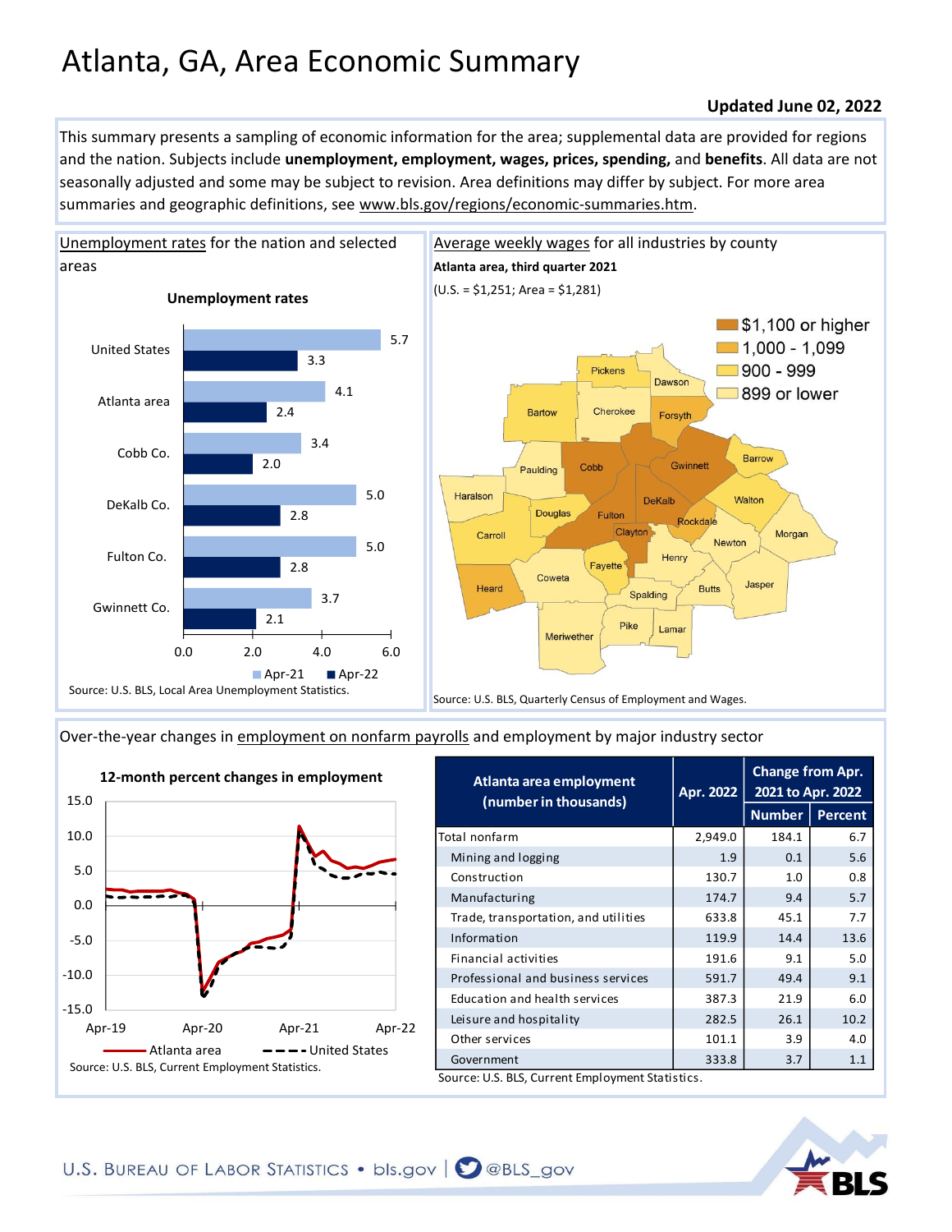# Atlanta, GA, Area Economic Summary

**Updated June 02, 2022**

This summary presents a sampling of economic information for the area; supplemental data are provided for regions and the nation. Subjects include **unemployment, employment, wages, prices, spending,** and **benefits**. All data are not seasonally adjusted and some may be subject to revision. Area definitions may differ by subject. For more area summaries and geographic definitions, see www.bls.gov/regions/economic-summaries.htm.

## Unemployment rates for the nation and selected areas

**Unemployment rates**

| Area | Apr-21 | Apr-22 |
|---|---|---|
| United States | 5.7 | 3.3 |
| Atlanta area | 4.1 | 2.4 |
| Cobb Co. | 3.4 | 2.0 |
| DeKalb Co. | 5.0 | 2.8 |
| Fulton Co. | 5.0 | 2.8 |
| Gwinnett Co. | 3.7 | 2.1 |

Source: U.S. BLS, Local Area Unemployment Statistics.

## Average weekly wages for all industries by county

**Atlanta area, third quarter 2021**

(U.S. = $1,251; Area = $1,281)

Legend: $1,100 or higher; 1,000 - 1,099; 900 - 999; 899 or lower

Source: U.S. BLS, Quarterly Census of Employment and Wages.

## Over-the-year changes in employment on nonfarm payrolls and employment by major industry sector

**12-month percent changes in employment**

Atlanta area; United States

Source: U.S. BLS, Current Employment Statistics.

| Atlanta area employment (number in thousands) | Apr. 2022 | Change from Apr. 2021 to Apr. 2022 | |
|---|---|---|---|
| | | Number | Percent |
| Total nonfarm | 2,949.0 | 184.1 | 6.7 |
| Mining and logging | 1.9 | 0.1 | 5.6 |
| Construction | 130.7 | 1.0 | 0.8 |
| Manufacturing | 174.7 | 9.4 | 5.7 |
| Trade, transportation, and utilities | 633.8 | 45.1 | 7.7 |
| Information | 119.9 | 14.4 | 13.6 |
| Financial activities | 191.6 | 9.1 | 5.0 |
| Professional and business services | 591.7 | 49.4 | 9.1 |
| Education and health services | 387.3 | 21.9 | 6.0 |
| Leisure and hospitality | 282.5 | 26.1 | 10.2 |
| Other services | 101.1 | 3.9 | 4.0 |
| Government | 333.8 | 3.7 | 1.1 |

Source: U.S. BLS, Current Employment Statistics.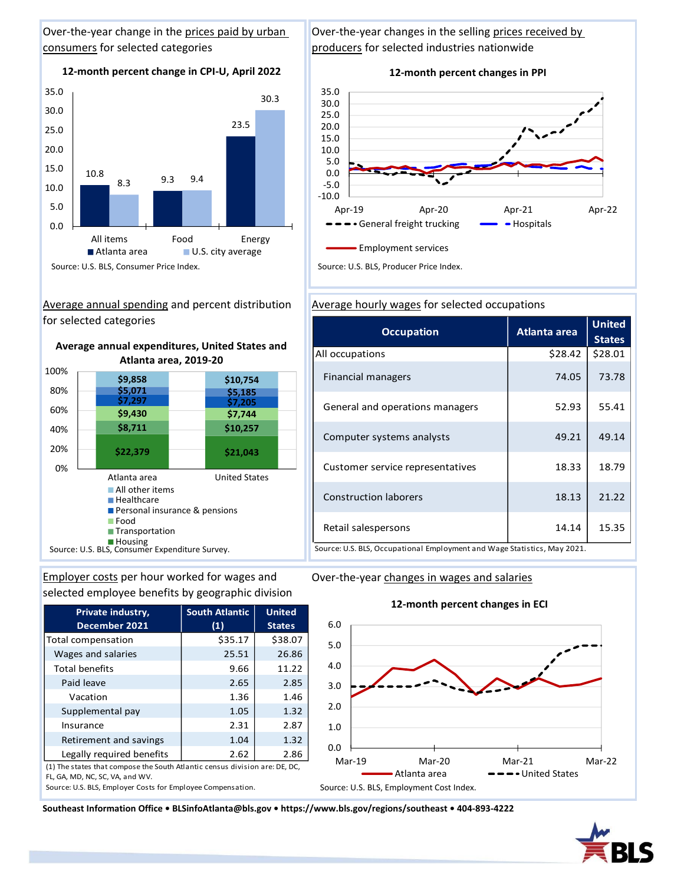Over-the-year change in the prices paid by urban consumers for selected categories

**12-month percent change in CPI-U, April 2022**

35.0
30.0
25.0
20.0
15.0
10.0
5.0
0.0

10.8
8.3
9.3
9.4
23.5
30.3

All items
Food
Energy

Atlanta area
U.S. city average

Source: U.S. BLS, Consumer Price Index.

Over-the-year changes in the selling prices received by producers for selected industries nationwide

**12-month percent changes in PPI**

35.0
30.0
25.0
20.0
15.0
10.0
5.0
0.0
-5.0
-10.0

Apr-19
Apr-20
Apr-21
Apr-22

General freight trucking
Hospitals
Employment services

Source: U.S. BLS, Producer Price Index.

Average annual spending and percent distribution for selected categories

**Average annual expenditures, United States and Atlanta area, 2019-20**

100%
80%
60%
40%
20%
0%

Atlanta area: $9,858; $5,071; $7,297; $9,430; $8,711; $22,379

United States: $10,754; $5,185; $7,205; $7,744; $10,257; $21,043

All other items
Healthcare
Personal insurance & pensions
Food
Transportation
Housing

Source: U.S. BLS, Consumer Expenditure Survey.

Average hourly wages for selected occupations

| Occupation | Atlanta area | United States |
|---|---|---|
| All occupations | $28.42 | $28.01 |
| Financial managers | 74.05 | 73.78 |
| General and operations managers | 52.93 | 55.41 |
| Computer systems analysts | 49.21 | 49.14 |
| Customer service representatives | 18.33 | 18.79 |
| Construction laborers | 18.13 | 21.22 |
| Retail salespersons | 14.14 | 15.35 |

Source: U.S. BLS, Occupational Employment and Wage Statistics, May 2021.

Employer costs per hour worked for wages and selected employee benefits by geographic division

| Private industry, December 2021 | South Atlantic (1) | United States |
|---|---|---|
| Total compensation | $35.17 | $38.07 |
| Wages and salaries | 25.51 | 26.86 |
| Total benefits | 9.66 | 11.22 |
| Paid leave | 2.65 | 2.85 |
| Vacation | 1.36 | 1.46 |
| Supplemental pay | 1.05 | 1.32 |
| Insurance | 2.31 | 2.87 |
| Retirement and savings | 1.04 | 1.32 |
| Legally required benefits | 2.62 | 2.86 |

(1) The states that compose the South Atlantic census division are: DE, DC, FL, GA, MD, NC, SC, VA, and WV.

Source: U.S. BLS, Employer Costs for Employee Compensation.

Over-the-year changes in wages and salaries

**12-month percent changes in ECI**

6.0
5.0
4.0
3.0
2.0
1.0
0.0

Mar-19
Mar-20
Mar-21
Mar-22

Atlanta area
United States

Source: U.S. BLS, Employment Cost Index.

**Southeast Information Office • BLSinfoAtlanta@bls.gov • https://www.bls.gov/regions/southeast • 404-893-4222**